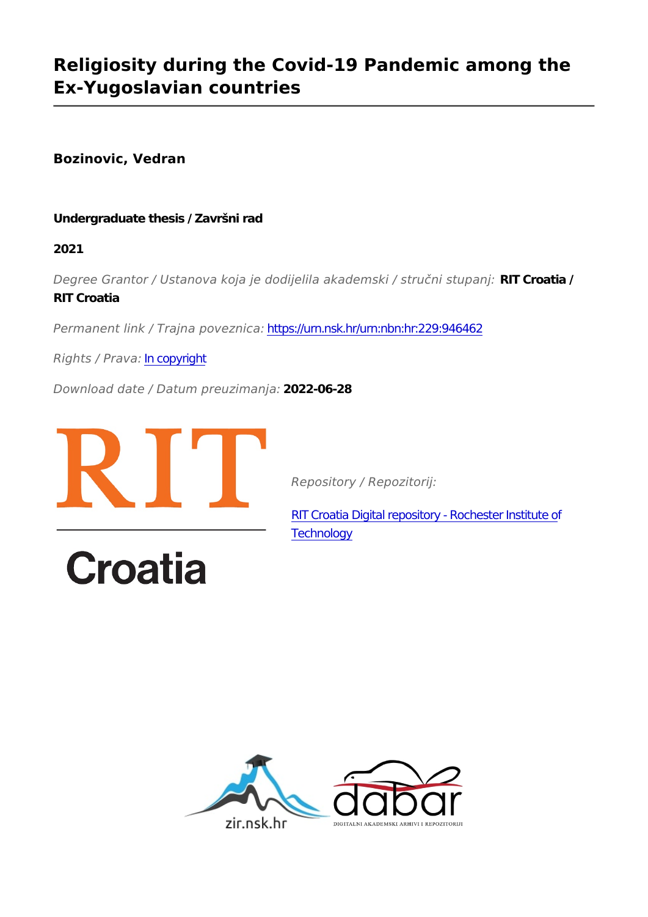# Religiosity during the Covid-19 Pandemic among the Ex-Yugoslavian countries

**Bozinovic, Vedran**

**Undergraduate thesis / Završni rad**

**2021**

*Degree Grantor / Ustanova koja je dodijelila akademski / stručni stupanj:* **RIT Croatia / RIT Croatia**

*Permanent link / Trajna poveznica:* https://urn.nsk.hr/urn:nbn:hr:229:946462

*Rights / Prava:* In copyright

*Download date / Datum preuzimanja:* **2022-06-28**

*Repository / Repozitorij:*

RIT Croatia Digital repository - Rochester Institute of Technology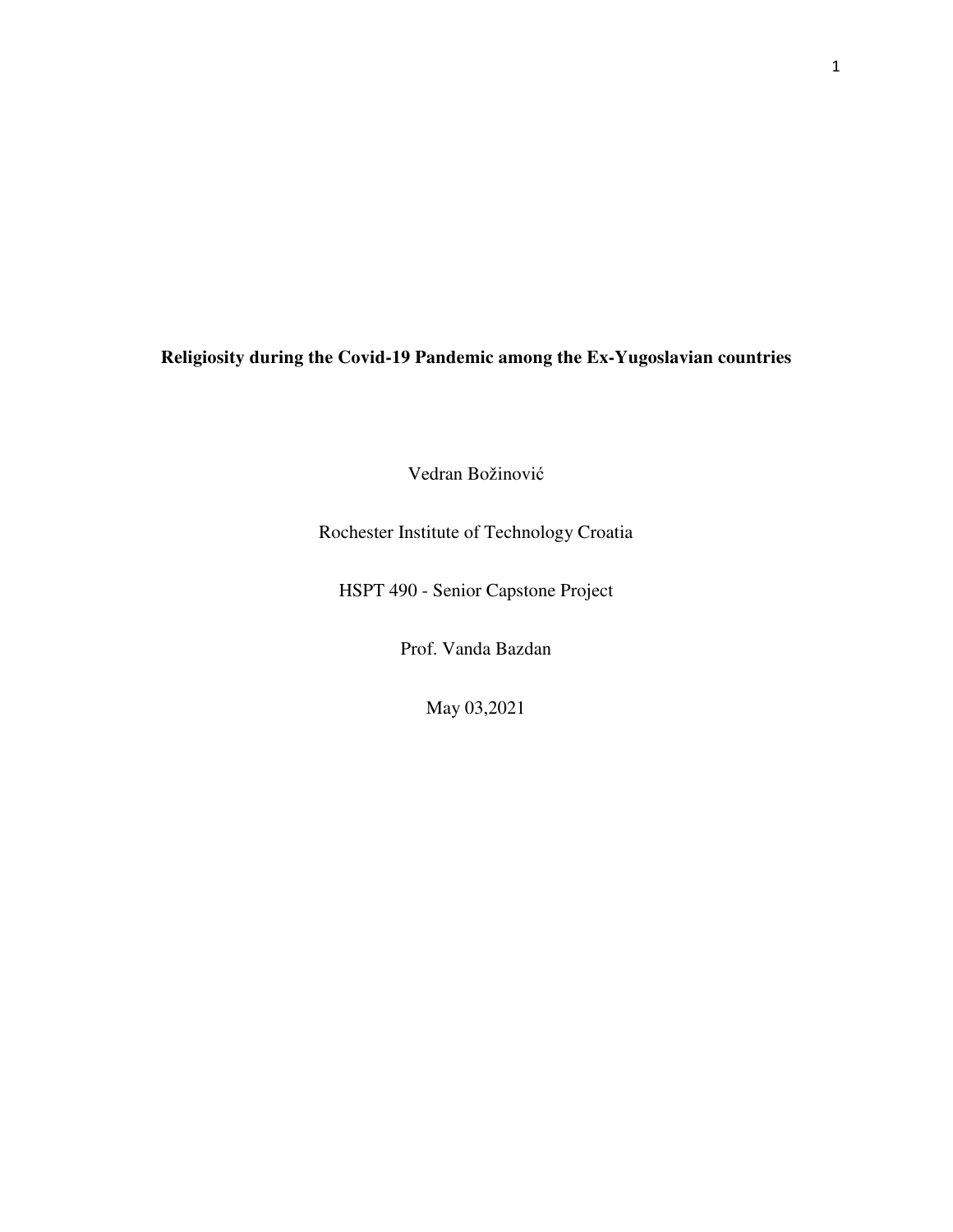**Religiosity during the Covid-19 Pandemic among the Ex-Yugoslavian countries**

Vedran Božinović

Rochester Institute of Technology Croatia

HSPT 490 - Senior Capstone Project

Prof. Vanda Bazdan

May 03,2021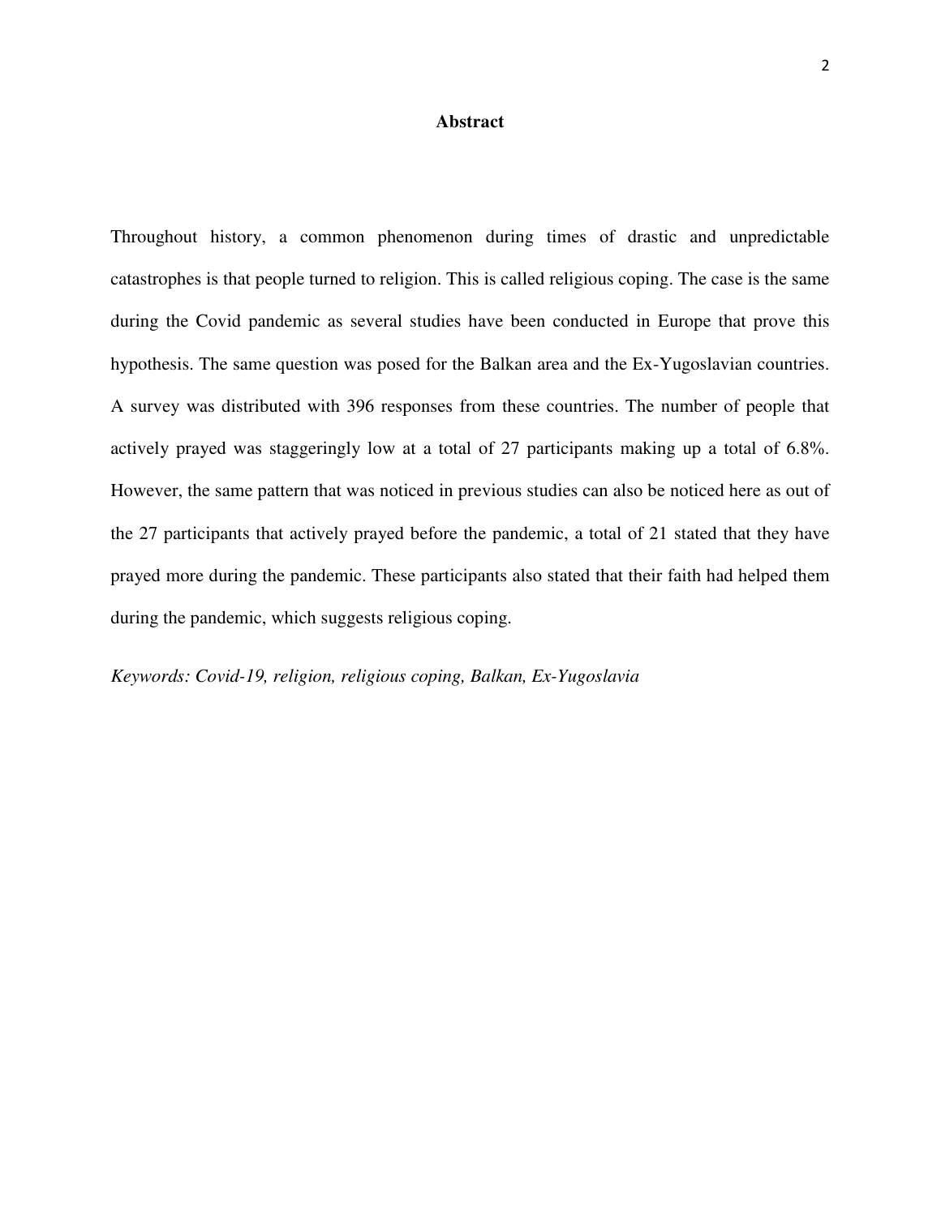# Abstract

Throughout history, a common phenomenon during times of drastic and unpredictable catastrophes is that people turned to religion. This is called religious coping. The case is the same during the Covid pandemic as several studies have been conducted in Europe that prove this hypothesis. The same question was posed for the Balkan area and the Ex-Yugoslavian countries. A survey was distributed with 396 responses from these countries. The number of people that actively prayed was staggeringly low at a total of 27 participants making up a total of 6.8%. However, the same pattern that was noticed in previous studies can also be noticed here as out of the 27 participants that actively prayed before the pandemic, a total of 21 stated that they have prayed more during the pandemic. These participants also stated that their faith had helped them during the pandemic, which suggests religious coping.

*Keywords: Covid-19, religion, religious coping, Balkan, Ex-Yugoslavia*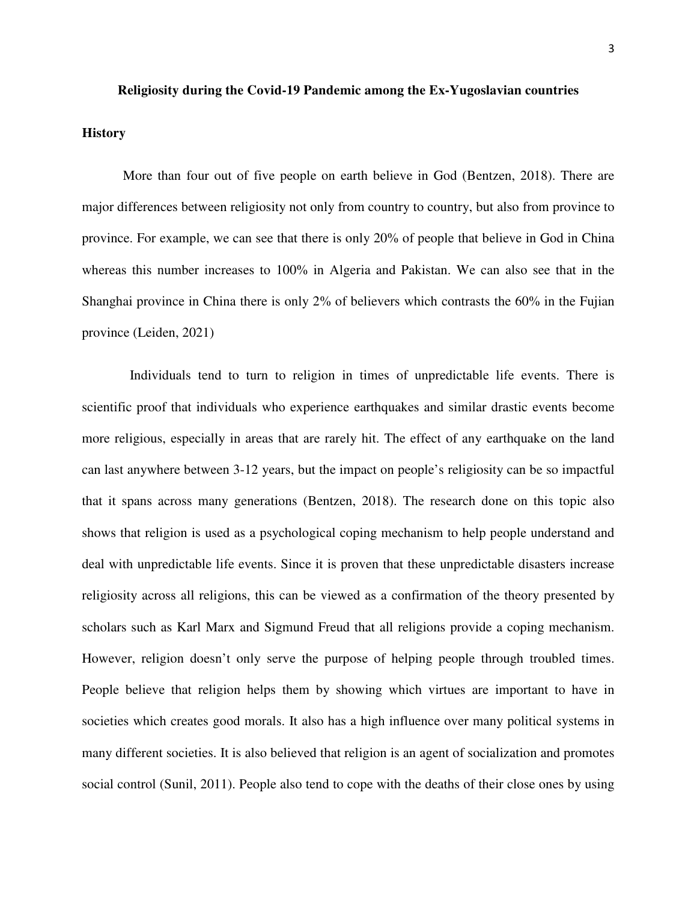# Religiosity during the Covid-19 Pandemic among the Ex-Yugoslavian countries

## History

More than four out of five people on earth believe in God (Bentzen, 2018). There are major differences between religiosity not only from country to country, but also from province to province. For example, we can see that there is only 20% of people that believe in God in China whereas this number increases to 100% in Algeria and Pakistan. We can also see that in the Shanghai province in China there is only 2% of believers which contrasts the 60% in the Fujian province (Leiden, 2021)

Individuals tend to turn to religion in times of unpredictable life events. There is scientific proof that individuals who experience earthquakes and similar drastic events become more religious, especially in areas that are rarely hit. The effect of any earthquake on the land can last anywhere between 3-12 years, but the impact on people's religiosity can be so impactful that it spans across many generations (Bentzen, 2018). The research done on this topic also shows that religion is used as a psychological coping mechanism to help people understand and deal with unpredictable life events. Since it is proven that these unpredictable disasters increase religiosity across all religions, this can be viewed as a confirmation of the theory presented by scholars such as Karl Marx and Sigmund Freud that all religions provide a coping mechanism. However, religion doesn't only serve the purpose of helping people through troubled times. People believe that religion helps them by showing which virtues are important to have in societies which creates good morals. It also has a high influence over many political systems in many different societies. It is also believed that religion is an agent of socialization and promotes social control (Sunil, 2011). People also tend to cope with the deaths of their close ones by using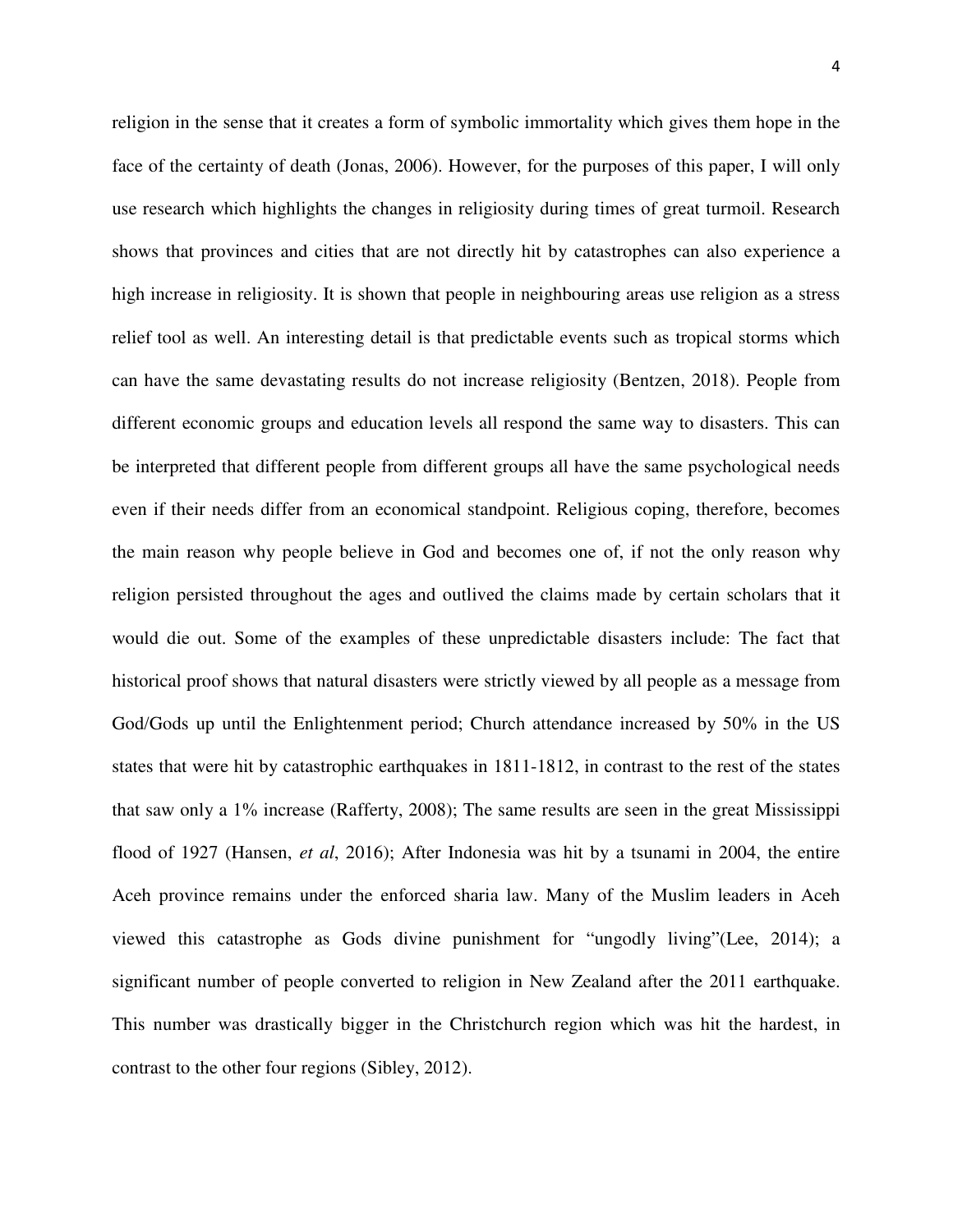religion in the sense that it creates a form of symbolic immortality which gives them hope in the face of the certainty of death (Jonas, 2006). However, for the purposes of this paper, I will only use research which highlights the changes in religiosity during times of great turmoil. Research shows that provinces and cities that are not directly hit by catastrophes can also experience a high increase in religiosity. It is shown that people in neighbouring areas use religion as a stress relief tool as well. An interesting detail is that predictable events such as tropical storms which can have the same devastating results do not increase religiosity (Bentzen, 2018). People from different economic groups and education levels all respond the same way to disasters. This can be interpreted that different people from different groups all have the same psychological needs even if their needs differ from an economical standpoint. Religious coping, therefore, becomes the main reason why people believe in God and becomes one of, if not the only reason why religion persisted throughout the ages and outlived the claims made by certain scholars that it would die out. Some of the examples of these unpredictable disasters include: The fact that historical proof shows that natural disasters were strictly viewed by all people as a message from God/Gods up until the Enlightenment period; Church attendance increased by 50% in the US states that were hit by catastrophic earthquakes in 1811-1812, in contrast to the rest of the states that saw only a 1% increase (Rafferty, 2008); The same results are seen in the great Mississippi flood of 1927 (Hansen, *et al*, 2016); After Indonesia was hit by a tsunami in 2004, the entire Aceh province remains under the enforced sharia law. Many of the Muslim leaders in Aceh viewed this catastrophe as Gods divine punishment for "ungodly living"(Lee, 2014); a significant number of people converted to religion in New Zealand after the 2011 earthquake. This number was drastically bigger in the Christchurch region which was hit the hardest, in contrast to the other four regions (Sibley, 2012).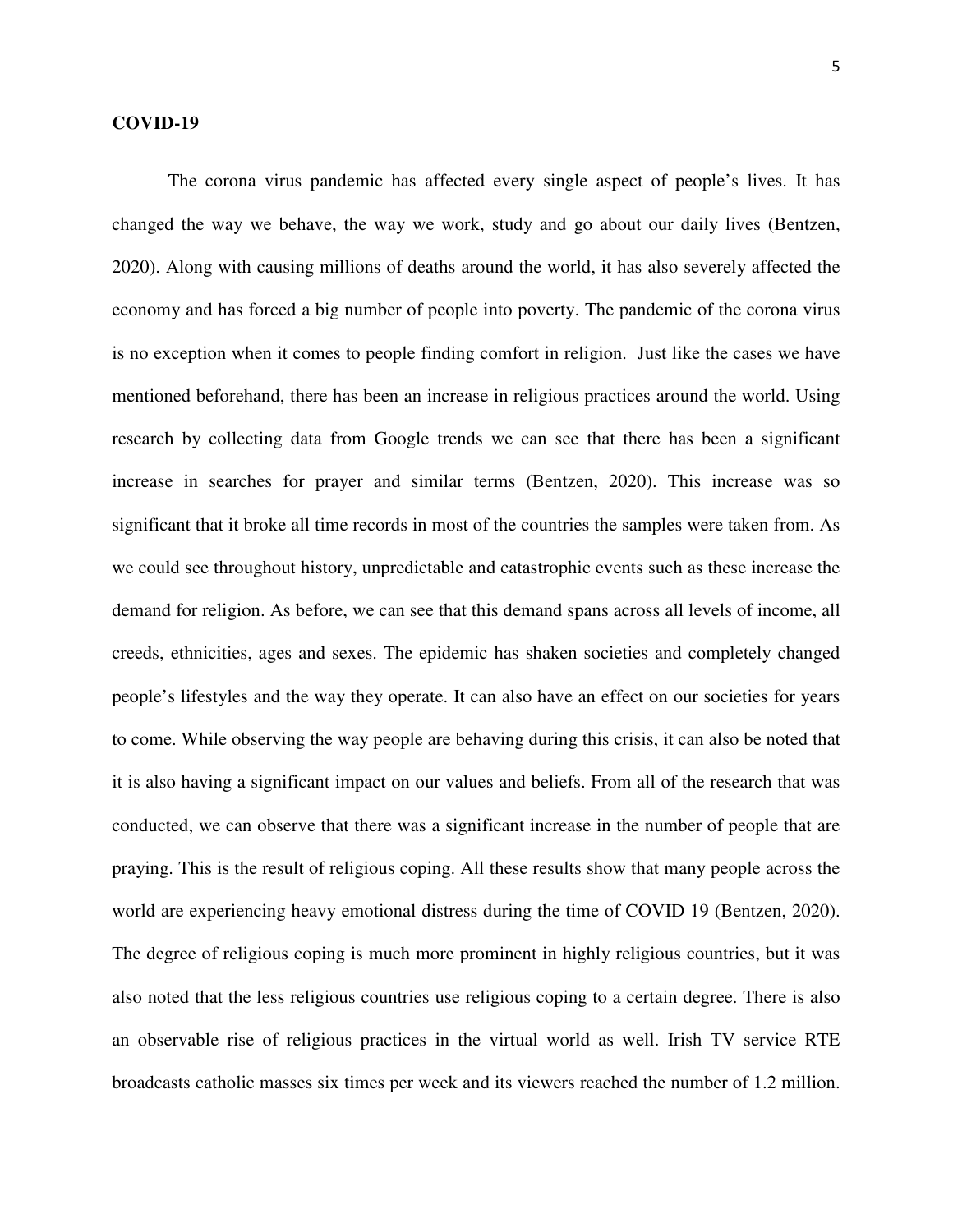**COVID-19**

The corona virus pandemic has affected every single aspect of people's lives. It has changed the way we behave, the way we work, study and go about our daily lives (Bentzen, 2020). Along with causing millions of deaths around the world, it has also severely affected the economy and has forced a big number of people into poverty. The pandemic of the corona virus is no exception when it comes to people finding comfort in religion. Just like the cases we have mentioned beforehand, there has been an increase in religious practices around the world. Using research by collecting data from Google trends we can see that there has been a significant increase in searches for prayer and similar terms (Bentzen, 2020). This increase was so significant that it broke all time records in most of the countries the samples were taken from. As we could see throughout history, unpredictable and catastrophic events such as these increase the demand for religion. As before, we can see that this demand spans across all levels of income, all creeds, ethnicities, ages and sexes. The epidemic has shaken societies and completely changed people's lifestyles and the way they operate. It can also have an effect on our societies for years to come. While observing the way people are behaving during this crisis, it can also be noted that it is also having a significant impact on our values and beliefs. From all of the research that was conducted, we can observe that there was a significant increase in the number of people that are praying. This is the result of religious coping. All these results show that many people across the world are experiencing heavy emotional distress during the time of COVID 19 (Bentzen, 2020). The degree of religious coping is much more prominent in highly religious countries, but it was also noted that the less religious countries use religious coping to a certain degree. There is also an observable rise of religious practices in the virtual world as well. Irish TV service RTE broadcasts catholic masses six times per week and its viewers reached the number of 1.2 million.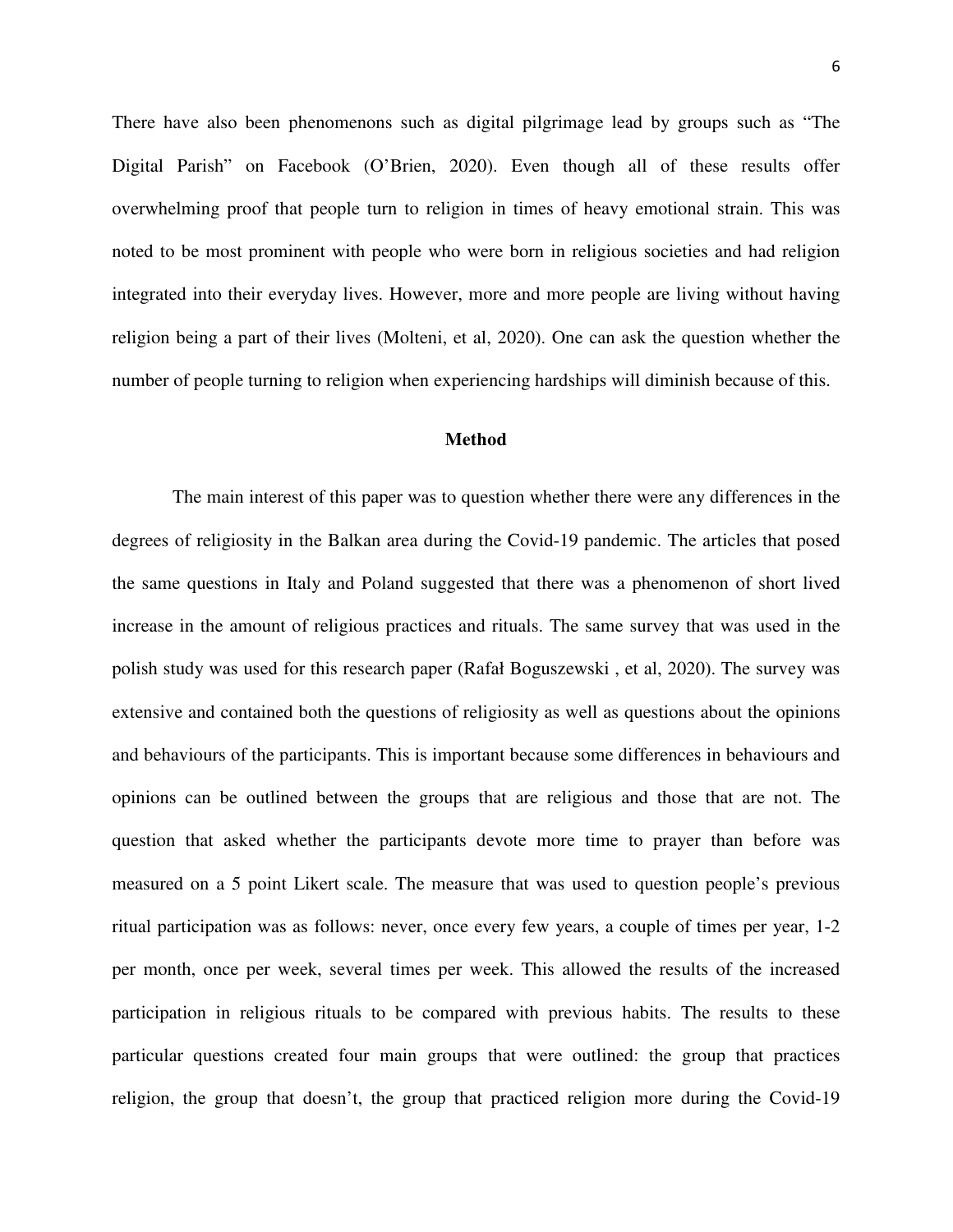There have also been phenomenons such as digital pilgrimage lead by groups such as "The Digital Parish" on Facebook (O'Brien, 2020). Even though all of these results offer overwhelming proof that people turn to religion in times of heavy emotional strain. This was noted to be most prominent with people who were born in religious societies and had religion integrated into their everyday lives. However, more and more people are living without having religion being a part of their lives (Molteni, et al, 2020). One can ask the question whether the number of people turning to religion when experiencing hardships will diminish because of this.

## Method

The main interest of this paper was to question whether there were any differences in the degrees of religiosity in the Balkan area during the Covid-19 pandemic. The articles that posed the same questions in Italy and Poland suggested that there was a phenomenon of short lived increase in the amount of religious practices and rituals. The same survey that was used in the polish study was used for this research paper (Rafał Boguszewski , et al, 2020). The survey was extensive and contained both the questions of religiosity as well as questions about the opinions and behaviours of the participants. This is important because some differences in behaviours and opinions can be outlined between the groups that are religious and those that are not. The question that asked whether the participants devote more time to prayer than before was measured on a 5 point Likert scale. The measure that was used to question people's previous ritual participation was as follows: never, once every few years, a couple of times per year, 1-2 per month, once per week, several times per week. This allowed the results of the increased participation in religious rituals to be compared with previous habits. The results to these particular questions created four main groups that were outlined: the group that practices religion, the group that doesn't, the group that practiced religion more during the Covid-19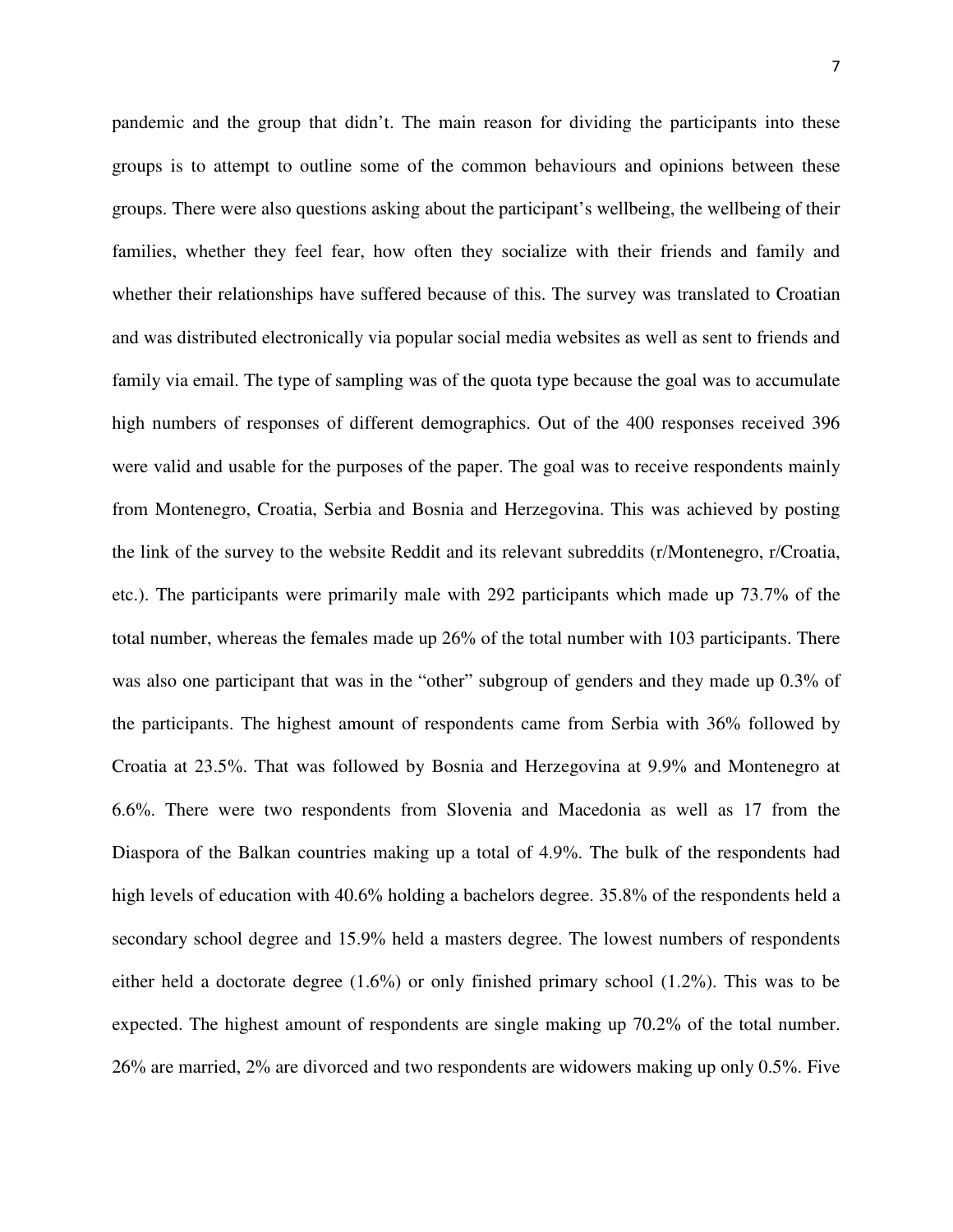pandemic and the group that didn't. The main reason for dividing the participants into these groups is to attempt to outline some of the common behaviours and opinions between these groups. There were also questions asking about the participant's wellbeing, the wellbeing of their families, whether they feel fear, how often they socialize with their friends and family and whether their relationships have suffered because of this. The survey was translated to Croatian and was distributed electronically via popular social media websites as well as sent to friends and family via email. The type of sampling was of the quota type because the goal was to accumulate high numbers of responses of different demographics. Out of the 400 responses received 396 were valid and usable for the purposes of the paper. The goal was to receive respondents mainly from Montenegro, Croatia, Serbia and Bosnia and Herzegovina. This was achieved by posting the link of the survey to the website Reddit and its relevant subreddits (r/Montenegro, r/Croatia, etc.). The participants were primarily male with 292 participants which made up 73.7% of the total number, whereas the females made up 26% of the total number with 103 participants. There was also one participant that was in the "other" subgroup of genders and they made up 0.3% of the participants. The highest amount of respondents came from Serbia with 36% followed by Croatia at 23.5%. That was followed by Bosnia and Herzegovina at 9.9% and Montenegro at 6.6%. There were two respondents from Slovenia and Macedonia as well as 17 from the Diaspora of the Balkan countries making up a total of 4.9%. The bulk of the respondents had high levels of education with 40.6% holding a bachelors degree. 35.8% of the respondents held a secondary school degree and 15.9% held a masters degree. The lowest numbers of respondents either held a doctorate degree (1.6%) or only finished primary school (1.2%). This was to be expected. The highest amount of respondents are single making up 70.2% of the total number. 26% are married, 2% are divorced and two respondents are widowers making up only 0.5%. Five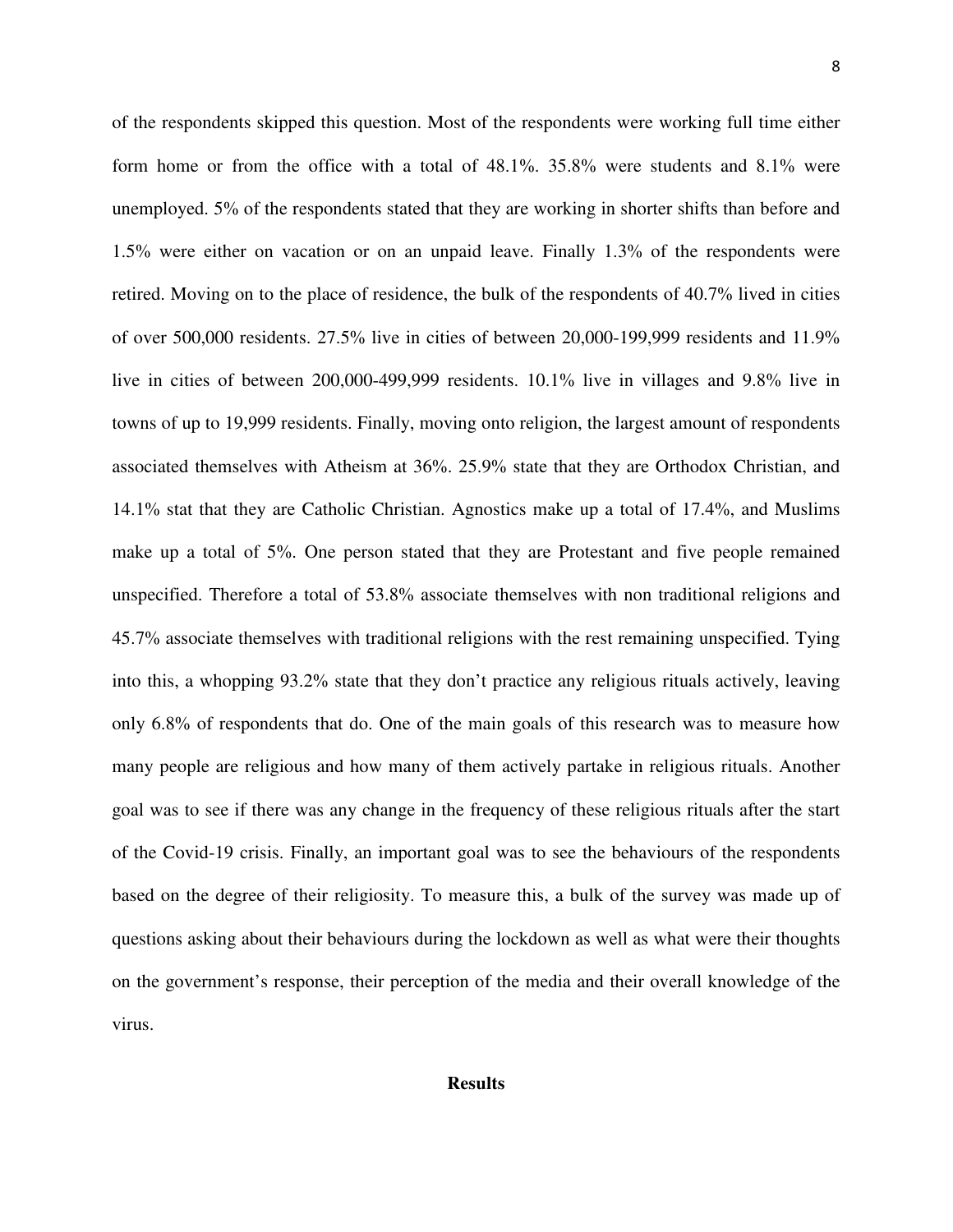of the respondents skipped this question. Most of the respondents were working full time either form home or from the office with a total of 48.1%. 35.8% were students and 8.1% were unemployed. 5% of the respondents stated that they are working in shorter shifts than before and 1.5% were either on vacation or on an unpaid leave. Finally 1.3% of the respondents were retired. Moving on to the place of residence, the bulk of the respondents of 40.7% lived in cities of over 500,000 residents. 27.5% live in cities of between 20,000-199,999 residents and 11.9% live in cities of between 200,000-499,999 residents. 10.1% live in villages and 9.8% live in towns of up to 19,999 residents. Finally, moving onto religion, the largest amount of respondents associated themselves with Atheism at 36%. 25.9% state that they are Orthodox Christian, and 14.1% stat that they are Catholic Christian. Agnostics make up a total of 17.4%, and Muslims make up a total of 5%. One person stated that they are Protestant and five people remained unspecified. Therefore a total of 53.8% associate themselves with non traditional religions and 45.7% associate themselves with traditional religions with the rest remaining unspecified. Tying into this, a whopping 93.2% state that they don't practice any religious rituals actively, leaving only 6.8% of respondents that do. One of the main goals of this research was to measure how many people are religious and how many of them actively partake in religious rituals. Another goal was to see if there was any change in the frequency of these religious rituals after the start of the Covid-19 crisis. Finally, an important goal was to see the behaviours of the respondents based on the degree of their religiosity. To measure this, a bulk of the survey was made up of questions asking about their behaviours during the lockdown as well as what were their thoughts on the government's response, their perception of the media and their overall knowledge of the virus.

## Results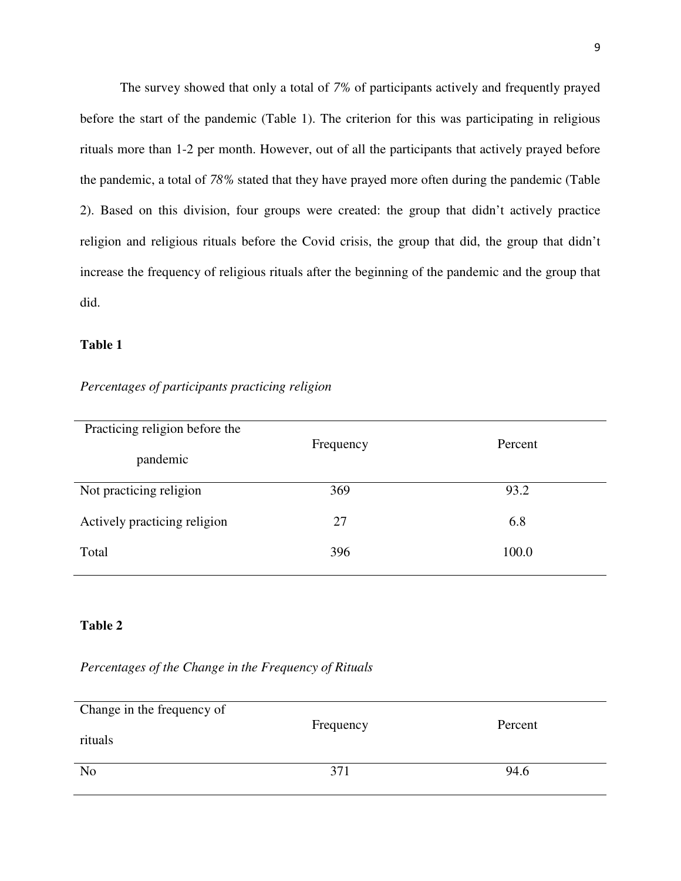The survey showed that only a total of *7%* of participants actively and frequently prayed before the start of the pandemic (Table 1). The criterion for this was participating in religious rituals more than 1-2 per month. However, out of all the participants that actively prayed before the pandemic, a total of *78%* stated that they have prayed more often during the pandemic (Table 2). Based on this division, four groups were created: the group that didn't actively practice religion and religious rituals before the Covid crisis, the group that did, the group that didn't increase the frequency of religious rituals after the beginning of the pandemic and the group that did.

**Table 1**

*Percentages of participants practicing religion*

| Practicing religion before the pandemic | Frequency | Percent |
|---|---|---|
| Not practicing religion | 369 | 93.2 |
| Actively practicing religion | 27 | 6.8 |
| Total | 396 | 100.0 |

**Table 2**

*Percentages of the Change in the Frequency of Rituals*

| Change in the frequency of rituals | Frequency | Percent |
|---|---|---|
| No | 371 | 94.6 |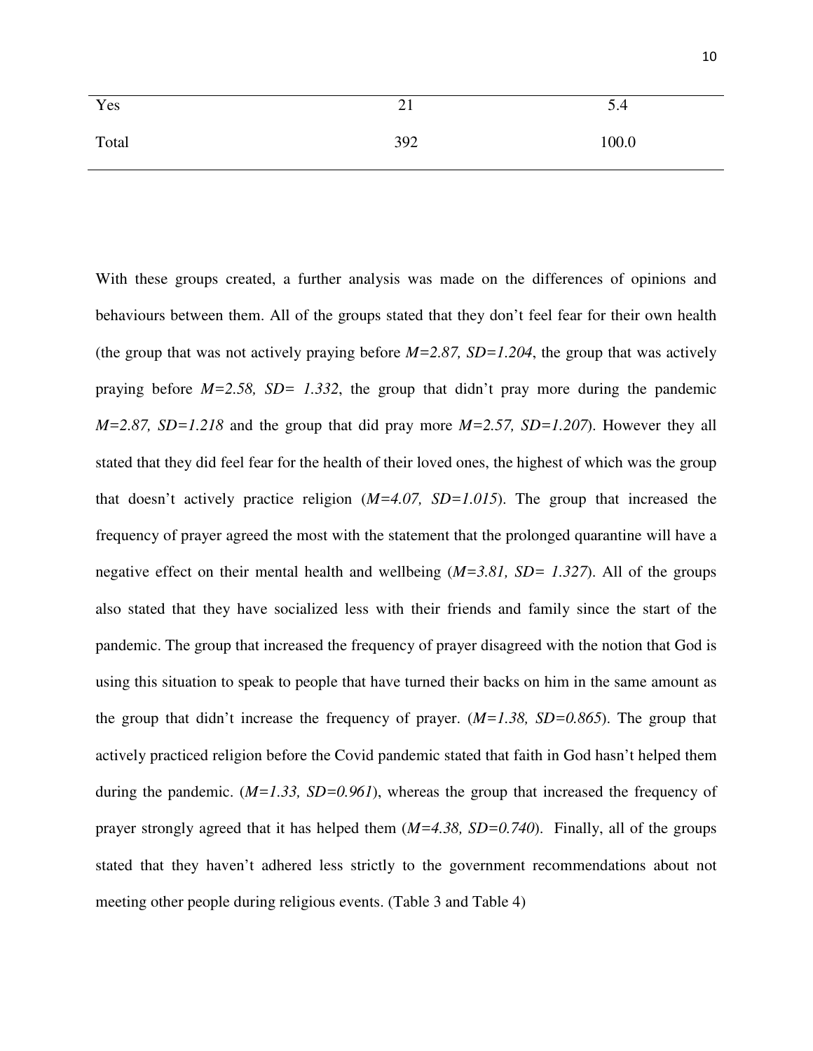| | | |
|---|---|---|
| Yes | 21 | 5.4 |
| Total | 392 | 100.0 |

With these groups created, a further analysis was made on the differences of opinions and behaviours between them. All of the groups stated that they don't feel fear for their own health (the group that was not actively praying before *M=2.87, SD=1.204*, the group that was actively praying before *M=2.58, SD= 1.332*, the group that didn't pray more during the pandemic *M=2.87, SD=1.218* and the group that did pray more *M=2.57, SD=1.207*). However they all stated that they did feel fear for the health of their loved ones, the highest of which was the group that doesn't actively practice religion (*M=4.07, SD=1.015*). The group that increased the frequency of prayer agreed the most with the statement that the prolonged quarantine will have a negative effect on their mental health and wellbeing (*M=3.81, SD= 1.327*). All of the groups also stated that they have socialized less with their friends and family since the start of the pandemic. The group that increased the frequency of prayer disagreed with the notion that God is using this situation to speak to people that have turned their backs on him in the same amount as the group that didn't increase the frequency of prayer. (*M=1.38, SD=0.865*). The group that actively practiced religion before the Covid pandemic stated that faith in God hasn't helped them during the pandemic. (*M=1.33, SD=0.961*), whereas the group that increased the frequency of prayer strongly agreed that it has helped them (*M=4.38, SD=0.740*). Finally, all of the groups stated that they haven't adhered less strictly to the government recommendations about not meeting other people during religious events. (Table 3 and Table 4)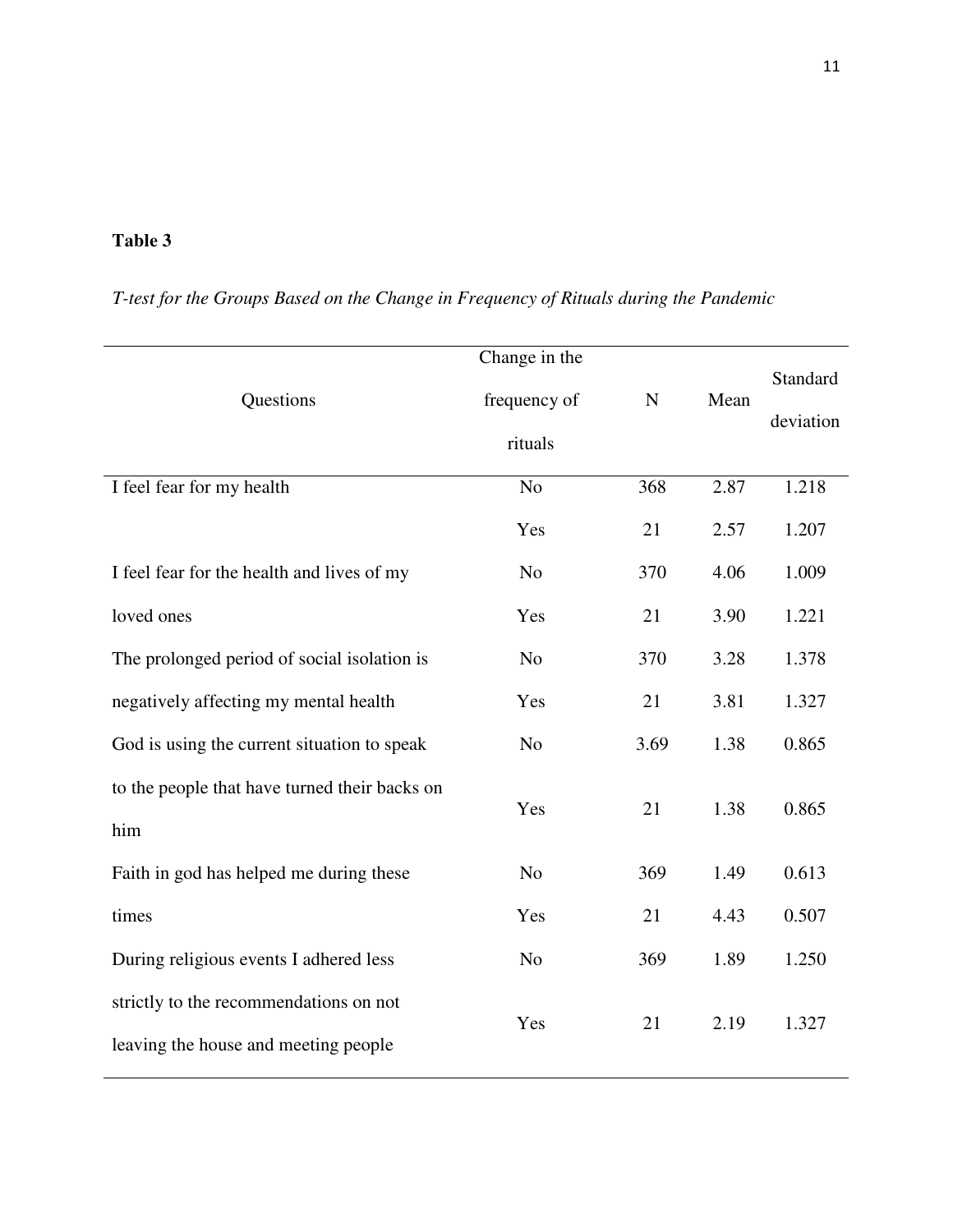**Table 3**

*T-test for the Groups Based on the Change in Frequency of Rituals during the Pandemic*

| Questions | Change in the frequency of rituals | N | Mean | Standard deviation |
|---|---|---|---|---|
| I feel fear for my health | No | 368 | 2.87 | 1.218 |
| | Yes | 21 | 2.57 | 1.207 |
| I feel fear for the health and lives of my loved ones | No | 370 | 4.06 | 1.009 |
| | Yes | 21 | 3.90 | 1.221 |
| The prolonged period of social isolation is negatively affecting my mental health | No | 370 | 3.28 | 1.378 |
| | Yes | 21 | 3.81 | 1.327 |
| God is using the current situation to speak to the people that have turned their backs on him | No | 3.69 | 1.38 | 0.865 |
| | Yes | 21 | 1.38 | 0.865 |
| Faith in god has helped me during these times | No | 369 | 1.49 | 0.613 |
| | Yes | 21 | 4.43 | 0.507 |
| During religious events I adhered less strictly to the recommendations on not leaving the house and meeting people | No | 369 | 1.89 | 1.250 |
| | Yes | 21 | 2.19 | 1.327 |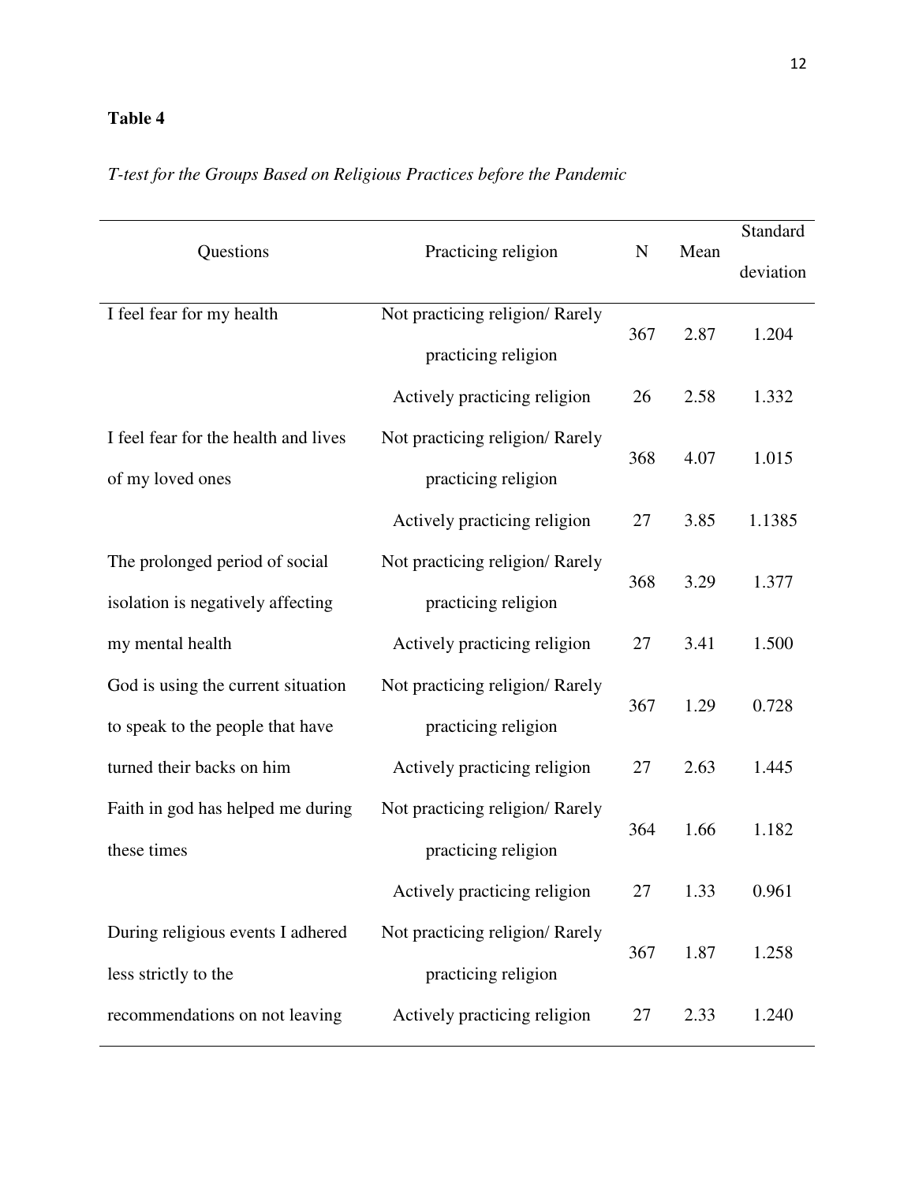**Table 4**

*T-test for the Groups Based on Religious Practices before the Pandemic*

| Questions | Practicing religion | N | Mean | Standard deviation |
|---|---|---|---|---|
| I feel fear for my health | Not practicing religion/ Rarely practicing religion | 367 | 2.87 | 1.204 |
| | Actively practicing religion | 26 | 2.58 | 1.332 |
| I feel fear for the health and lives of my loved ones | Not practicing religion/ Rarely practicing religion | 368 | 4.07 | 1.015 |
| | Actively practicing religion | 27 | 3.85 | 1.1385 |
| The prolonged period of social isolation is negatively affecting my mental health | Not practicing religion/ Rarely practicing religion | 368 | 3.29 | 1.377 |
| | Actively practicing religion | 27 | 3.41 | 1.500 |
| God is using the current situation to speak to the people that have turned their backs on him | Not practicing religion/ Rarely practicing religion | 367 | 1.29 | 0.728 |
| | Actively practicing religion | 27 | 2.63 | 1.445 |
| Faith in god has helped me during these times | Not practicing religion/ Rarely practicing religion | 364 | 1.66 | 1.182 |
| | Actively practicing religion | 27 | 1.33 | 0.961 |
| During religious events I adhered less strictly to the recommendations on not leaving | Not practicing religion/ Rarely practicing religion | 367 | 1.87 | 1.258 |
| | Actively practicing religion | 27 | 2.33 | 1.240 |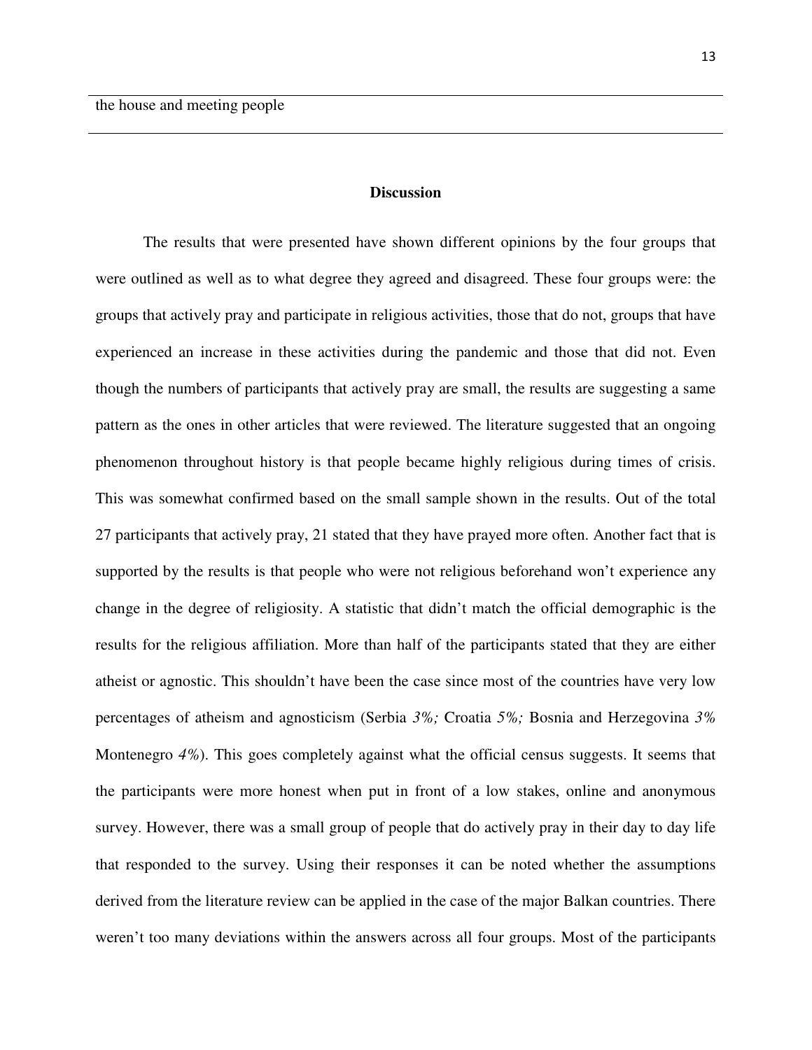| |
|---|
| the house and meeting people |

## Discussion

The results that were presented have shown different opinions by the four groups that were outlined as well as to what degree they agreed and disagreed. These four groups were: the groups that actively pray and participate in religious activities, those that do not, groups that have experienced an increase in these activities during the pandemic and those that did not. Even though the numbers of participants that actively pray are small, the results are suggesting a same pattern as the ones in other articles that were reviewed. The literature suggested that an ongoing phenomenon throughout history is that people became highly religious during times of crisis. This was somewhat confirmed based on the small sample shown in the results. Out of the total 27 participants that actively pray, 21 stated that they have prayed more often. Another fact that is supported by the results is that people who were not religious beforehand won't experience any change in the degree of religiosity. A statistic that didn't match the official demographic is the results for the religious affiliation. More than half of the participants stated that they are either atheist or agnostic. This shouldn't have been the case since most of the countries have very low percentages of atheism and agnosticism (Serbia *3%;* Croatia *5%;* Bosnia and Herzegovina *3%* Montenegro *4%*). This goes completely against what the official census suggests. It seems that the participants were more honest when put in front of a low stakes, online and anonymous survey. However, there was a small group of people that do actively pray in their day to day life that responded to the survey. Using their responses it can be noted whether the assumptions derived from the literature review can be applied in the case of the major Balkan countries. There weren't too many deviations within the answers across all four groups. Most of the participants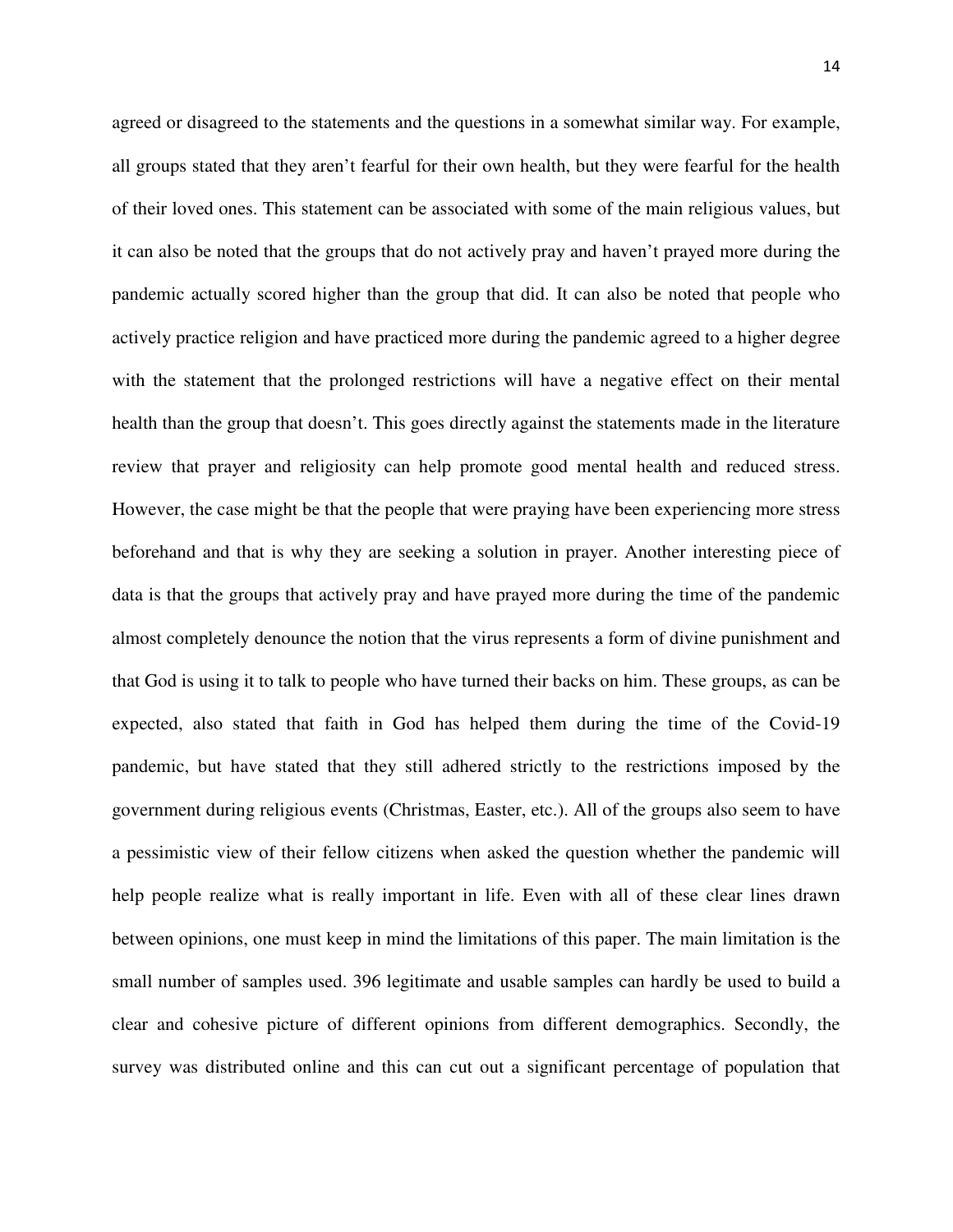agreed or disagreed to the statements and the questions in a somewhat similar way. For example, all groups stated that they aren't fearful for their own health, but they were fearful for the health of their loved ones. This statement can be associated with some of the main religious values, but it can also be noted that the groups that do not actively pray and haven't prayed more during the pandemic actually scored higher than the group that did. It can also be noted that people who actively practice religion and have practiced more during the pandemic agreed to a higher degree with the statement that the prolonged restrictions will have a negative effect on their mental health than the group that doesn't. This goes directly against the statements made in the literature review that prayer and religiosity can help promote good mental health and reduced stress. However, the case might be that the people that were praying have been experiencing more stress beforehand and that is why they are seeking a solution in prayer. Another interesting piece of data is that the groups that actively pray and have prayed more during the time of the pandemic almost completely denounce the notion that the virus represents a form of divine punishment and that God is using it to talk to people who have turned their backs on him. These groups, as can be expected, also stated that faith in God has helped them during the time of the Covid-19 pandemic, but have stated that they still adhered strictly to the restrictions imposed by the government during religious events (Christmas, Easter, etc.). All of the groups also seem to have a pessimistic view of their fellow citizens when asked the question whether the pandemic will help people realize what is really important in life. Even with all of these clear lines drawn between opinions, one must keep in mind the limitations of this paper. The main limitation is the small number of samples used. 396 legitimate and usable samples can hardly be used to build a clear and cohesive picture of different opinions from different demographics. Secondly, the survey was distributed online and this can cut out a significant percentage of population that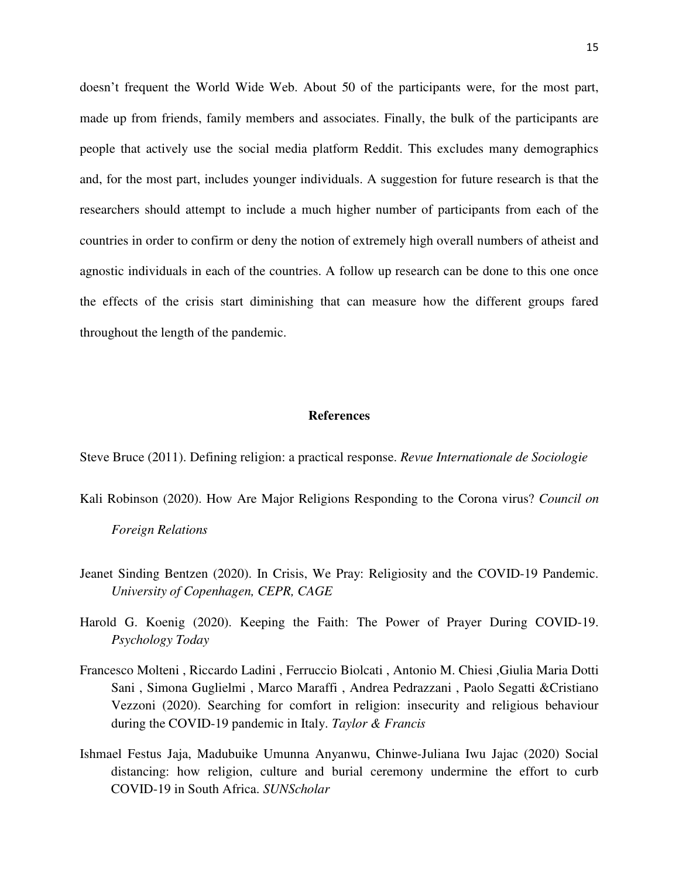doesn't frequent the World Wide Web. About 50 of the participants were, for the most part, made up from friends, family members and associates. Finally, the bulk of the participants are people that actively use the social media platform Reddit. This excludes many demographics and, for the most part, includes younger individuals. A suggestion for future research is that the researchers should attempt to include a much higher number of participants from each of the countries in order to confirm or deny the notion of extremely high overall numbers of atheist and agnostic individuals in each of the countries. A follow up research can be done to this one once the effects of the crisis start diminishing that can measure how the different groups fared throughout the length of the pandemic.

## References

Steve Bruce (2011). Defining religion: a practical response. *Revue Internationale de Sociologie*

Kali Robinson (2020). How Are Major Religions Responding to the Corona virus? *Council on Foreign Relations*

Jeanet Sinding Bentzen (2020). In Crisis, We Pray: Religiosity and the COVID-19 Pandemic. *University of Copenhagen, CEPR, CAGE*

Harold G. Koenig (2020). Keeping the Faith: The Power of Prayer During COVID-19. *Psychology Today*

Francesco Molteni , Riccardo Ladini , Ferruccio Biolcati , Antonio M. Chiesi ,Giulia Maria Dotti Sani , Simona Guglielmi , Marco Maraffi , Andrea Pedrazzani , Paolo Segatti &Cristiano Vezzoni (2020). Searching for comfort in religion: insecurity and religious behaviour during the COVID-19 pandemic in Italy. *Taylor & Francis*

Ishmael Festus Jaja, Madubuike Umunna Anyanwu, Chinwe-Juliana Iwu Jajac (2020) Social distancing: how religion, culture and burial ceremony undermine the effort to curb COVID-19 in South Africa. *SUNScholar*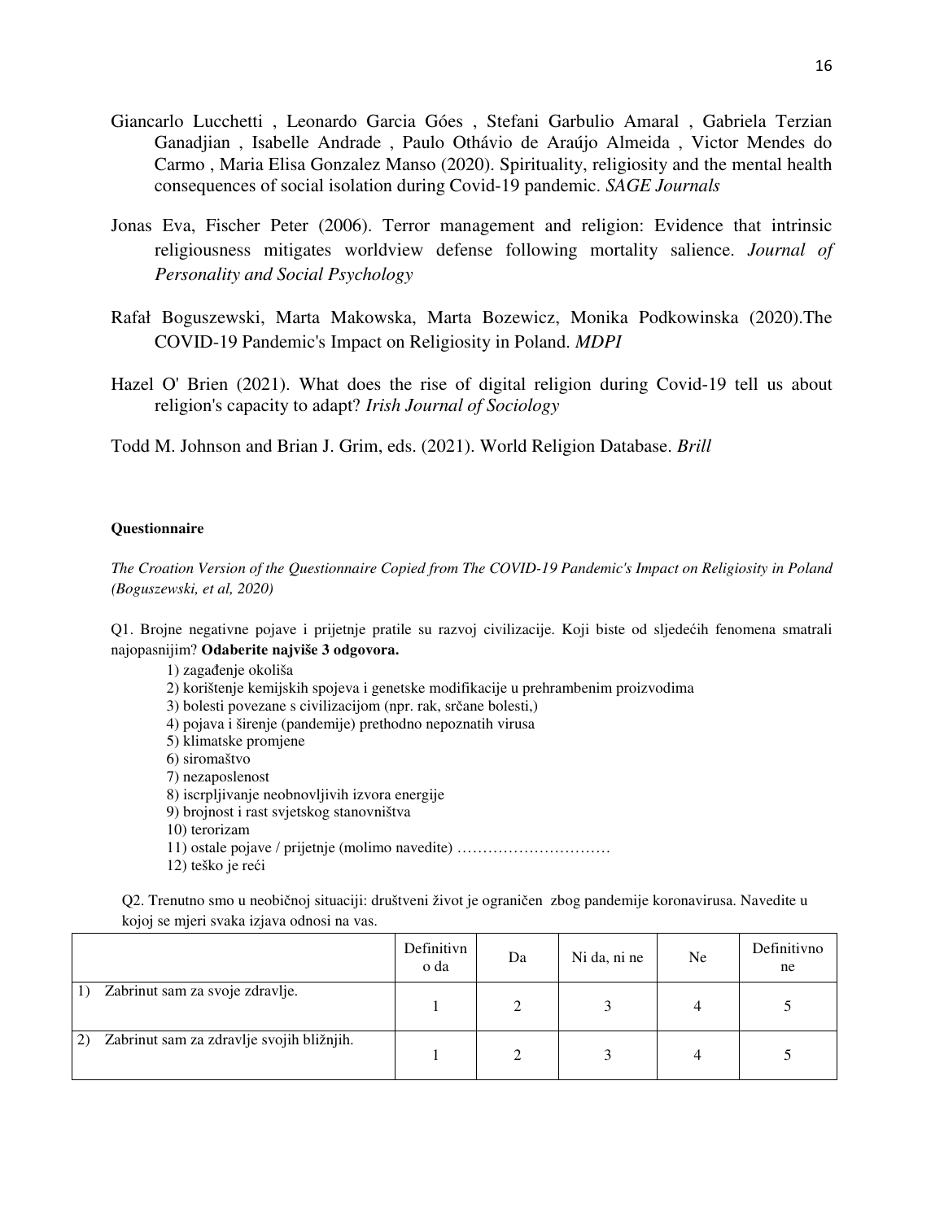Giancarlo Lucchetti , Leonardo Garcia Góes , Stefani Garbulio Amaral , Gabriela Terzian Ganadjian , Isabelle Andrade , Paulo Othávio de Araújo Almeida , Victor Mendes do Carmo , Maria Elisa Gonzalez Manso (2020). Spirituality, religiosity and the mental health consequences of social isolation during Covid-19 pandemic. *SAGE Journals*

Jonas Eva, Fischer Peter (2006). Terror management and religion: Evidence that intrinsic religiousness mitigates worldview defense following mortality salience. *Journal of Personality and Social Psychology*

Rafał Boguszewski, Marta Makowska, Marta Bozewicz, Monika Podkowinska (2020).The COVID-19 Pandemic's Impact on Religiosity in Poland. *MDPI*

Hazel O' Brien (2021). What does the rise of digital religion during Covid-19 tell us about religion's capacity to adapt? *Irish Journal of Sociology*

Todd M. Johnson and Brian J. Grim, eds. (2021). World Religion Database. *Brill*

**Questionnaire**

*The Croation Version of the Questionnaire Copied from The COVID-19 Pandemic's Impact on Religiosity in Poland (Boguszewski, et al, 2020)*

Q1. Brojne negativne pojave i prijetnje pratile su razvoj civilizacije. Koji biste od sljedećih fenomena smatrali najopasnijim? **Odaberite najviše 3 odgovora.**

1) zagađenje okoliša
2) korištenje kemijskih spojeva i genetske modifikacije u prehrambenim proizvodima
3) bolesti povezane s civilizacijom (npr. rak, srčane bolesti,)
4) pojava i širenje (pandemije) prethodno nepoznatih virusa
5) klimatske promjene
6) siromaštvo
7) nezaposlenost
8) iscrpljivanje neobnovljivih izvora energije
9) brojnost i rast svjetskog stanovništva
10) terorizam
11) ostale pojave / prijetnje (molimo navedite) …………………………
12) teško je reći

Q2. Trenutno smo u neobičnoj situaciji: društveni život je ograničen zbog pandemije koronavirusa. Navedite u kojoj se mjeri svaka izjava odnosi na vas.

| | Definitivno da | Da | Ni da, ni ne | Ne | Definitivno ne |
|---|---|---|---|---|---|
| 1) Zabrinut sam za svoje zdravlje. | 1 | 2 | 3 | 4 | 5 |
| 2) Zabrinut sam za zdravlje svojih bližnjih. | 1 | 2 | 3 | 4 | 5 |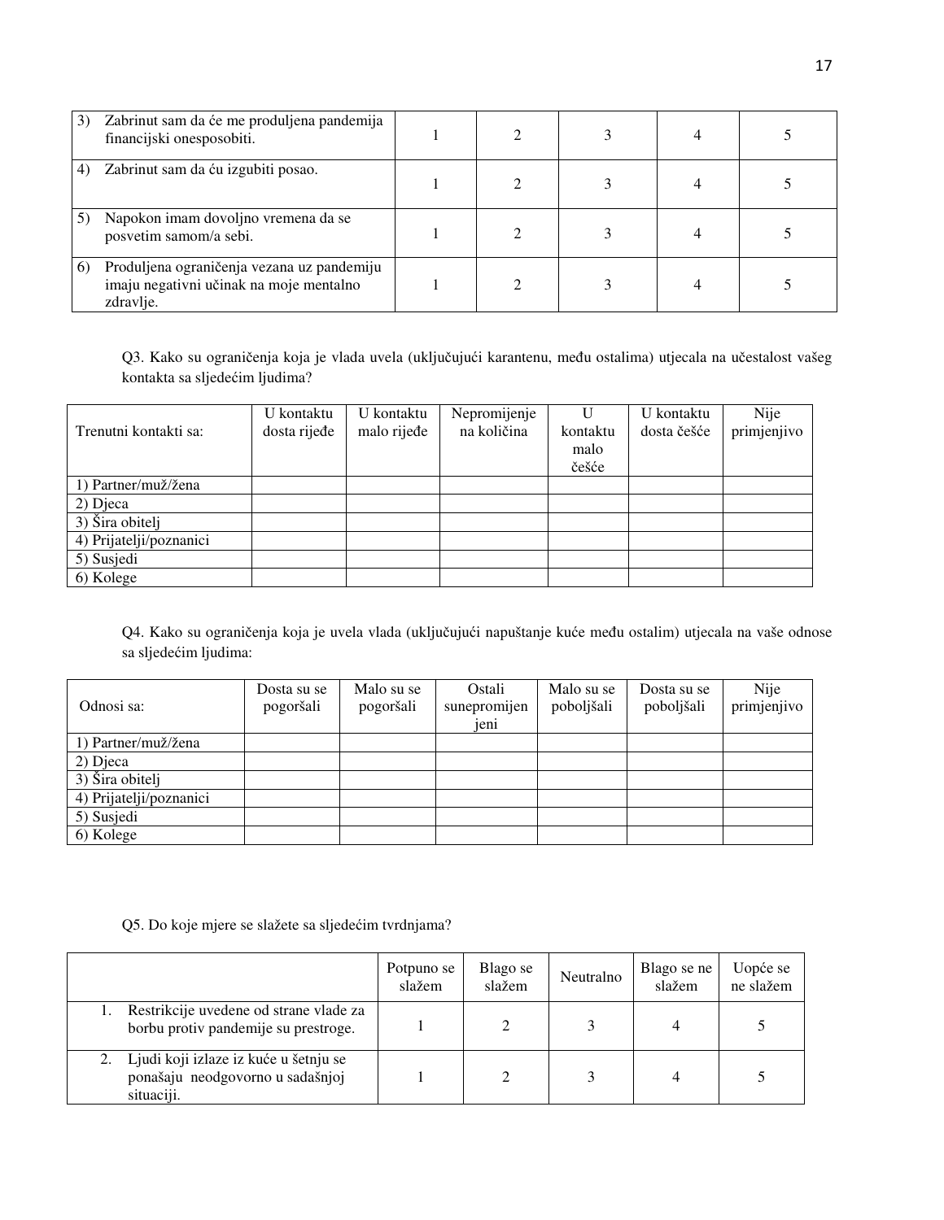| | | | | | |
|---|---|---|---|---|---|
| 3) Zabrinut sam da će me produljena pandemija financijski onesposobiti. | 1 | 2 | 3 | 4 | 5 |
| 4) Zabrinut sam da ću izgubiti posao. | 1 | 2 | 3 | 4 | 5 |
| 5) Napokon imam dovoljno vremena da se posvetim samom/a sebi. | 1 | 2 | 3 | 4 | 5 |
| 6) Produljena ograničenja vezana uz pandemiju imaju negativni učinak na moje mentalno zdravlje. | 1 | 2 | 3 | 4 | 5 |

Q3. Kako su ograničenja koja je vlada uvela (uključujući karantenu, među ostalima) utjecala na učestalost vašeg kontakta sa sljedećim ljudima?

| Trenutni kontakti sa: | U kontaktu dosta rijeđe | U kontaktu malo rijeđe | Nepromijenje na količina | U kontaktu malo češće | U kontaktu dosta češće | Nije primjenjivo |
|---|---|---|---|---|---|---|
| 1) Partner/muž/žena | | | | | | |
| 2) Djeca | | | | | | |
| 3) Šira obitelj | | | | | | |
| 4) Prijatelji/poznanici | | | | | | |
| 5) Susjedi | | | | | | |
| 6) Kolege | | | | | | |

Q4. Kako su ograničenja koja je uvela vlada (uključujući napuštanje kuće među ostalim) utjecala na vaše odnose sa sljedećim ljudima:

| Odnosi sa: | Dosta su se pogoršali | Malo su se pogoršali | Ostali sunepromijenjeni | Malo su se poboljšali | Dosta su se poboljšali | Nije primjenjivo |
|---|---|---|---|---|---|---|
| 1) Partner/muž/žena | | | | | | |
| 2) Djeca | | | | | | |
| 3) Šira obitelj | | | | | | |
| 4) Prijatelji/poznanici | | | | | | |
| 5) Susjedi | | | | | | |
| 6) Kolege | | | | | | |

Q5. Do koje mjere se slažete sa sljedećim tvrdnjama?

| | Potpuno se slažem | Blago se slažem | Neutralno | Blago se ne slažem | Uopće se ne slažem |
|---|---|---|---|---|---|
| 1. Restrikcije uvedene od strane vlade za borbu protiv pandemije su prestroge. | 1 | 2 | 3 | 4 | 5 |
| 2. Ljudi koji izlaze iz kuće u šetnju se ponašaju neodgovorno u sadašnjoj situaciji. | 1 | 2 | 3 | 4 | 5 |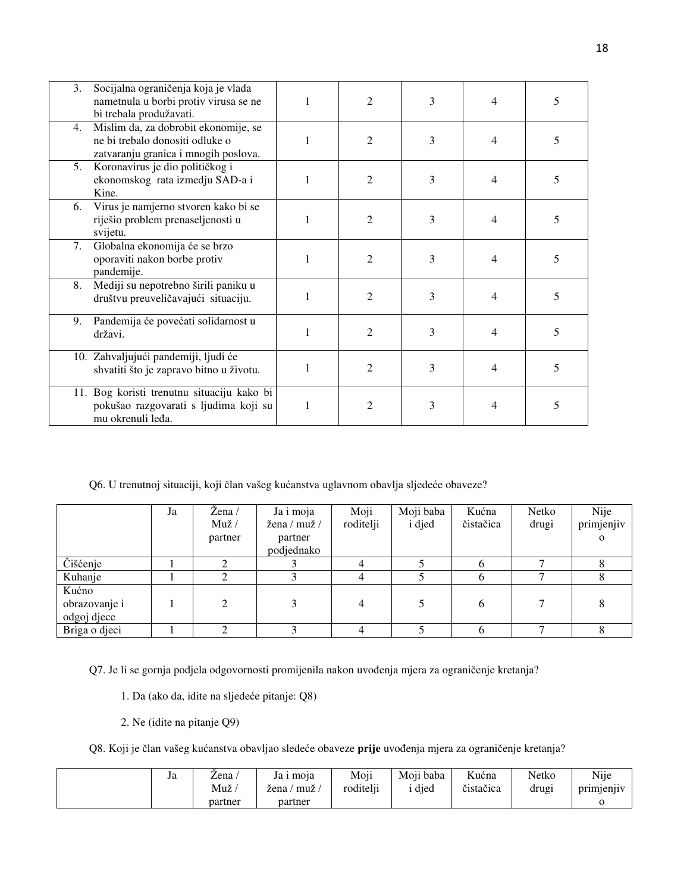| | | | | | |
|---|---|---|---|---|---|
| 3. Socijalna ograničenja koja je vlada nametnula u borbi protiv virusa se ne bi trebala produžavati. | 1 | 2 | 3 | 4 | 5 |
| 4. Mislim da, za dobrobit ekonomije, se ne bi trebalo donositi odluke o zatvaranju granica i mnogih poslova. | 1 | 2 | 3 | 4 | 5 |
| 5. Koronavirus je dio političkog i ekonomskog rata izmedju SAD-a i Kine. | 1 | 2 | 3 | 4 | 5 |
| 6. Virus je namjerno stvoren kako bi se riješio problem prenaseljenosti u svijetu. | 1 | 2 | 3 | 4 | 5 |
| 7. Globalna ekonomija će se brzo oporaviti nakon borbe protiv pandemije. | 1 | 2 | 3 | 4 | 5 |
| 8. Mediji su nepotrebno širili paniku u društvu preuveličavajući situaciju. | 1 | 2 | 3 | 4 | 5 |
| 9. Pandemija će povećati solidarnost u državi. | 1 | 2 | 3 | 4 | 5 |
| 10. Zahvaljujući pandemiji, ljudi će shvatiti što je zapravo bitno u životu. | 1 | 2 | 3 | 4 | 5 |
| 11. Bog koristi trenutnu situaciju kako bi pokušao razgovarati s ljudima koji su mu okrenuli leđa. | 1 | 2 | 3 | 4 | 5 |

Q6. U trenutnoj situaciji, koji član vašeg kućanstva uglavnom obavlja sljedeće obaveze?

| | Ja | Žena / Muž / partner | Ja i moja žena / muž / partner podjednako | Moji roditelji | Moji baba i djed | Kućna čistačica | Netko drugi | Nije primjenjivo |
|---|---|---|---|---|---|---|---|---|
| Čišćenje | 1 | 2 | 3 | 4 | 5 | 6 | 7 | 8 |
| Kuhanje | 1 | 2 | 3 | 4 | 5 | 6 | 7 | 8 |
| Kućno obrazovanje i odgoj djece | 1 | 2 | 3 | 4 | 5 | 6 | 7 | 8 |
| Briga o djeci | 1 | 2 | 3 | 4 | 5 | 6 | 7 | 8 |

Q7. Je li se gornja podjela odgovornosti promijenila nakon uvođenja mjera za ograničenje kretanja?

1. Da (ako da, idite na sljedeće pitanje: Q8)

2. Ne (idite na pitanje Q9)

Q8. Koji je član vašeg kućanstva obavljao sledeće obaveze **prije** uvođenja mjera za ograničenje kretanja?

| | Ja | Žena / Muž / partner | Ja i moja žena / muž / partner | Moji roditelji | Moji baba i djed | Kućna čistačica | Netko drugi | Nije primjenjivo |
|---|---|---|---|---|---|---|---|---|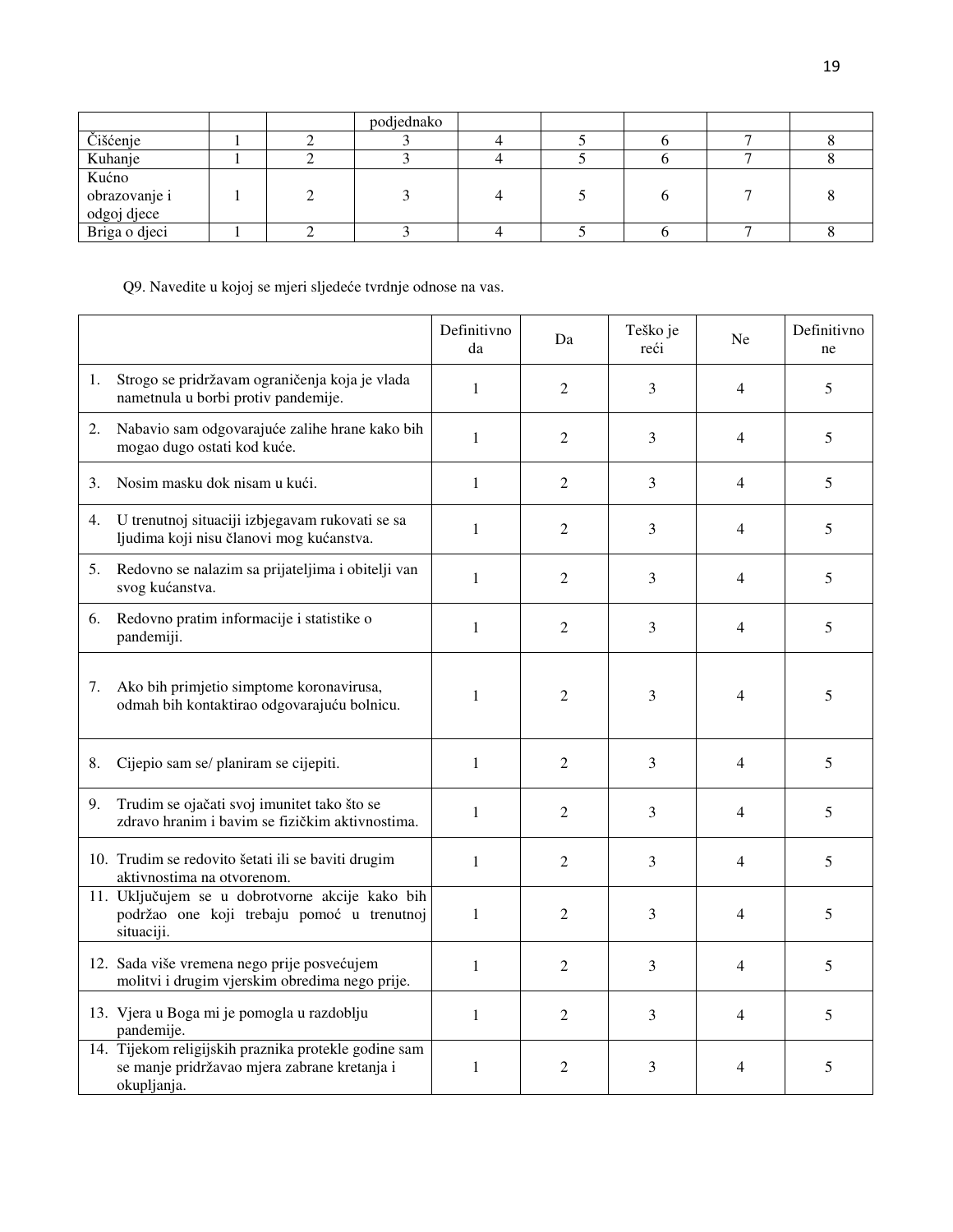| | | | podjednako | | | | | |
|---|---|---|---|---|---|---|---|---|
| Čišćenje | 1 | 2 | 3 | 4 | 5 | 6 | 7 | 8 |
| Kuhanje | 1 | 2 | 3 | 4 | 5 | 6 | 7 | 8 |
| Kućno obrazovanje i odgoj djece | 1 | 2 | 3 | 4 | 5 | 6 | 7 | 8 |
| Briga o djeci | 1 | 2 | 3 | 4 | 5 | 6 | 7 | 8 |

Q9. Navedite u kojoj se mjeri sljedeće tvrdnje odnose na vas.

| | Definitivno da | Da | Teško je reći | Ne | Definitivno ne |
|---|---|---|---|---|---|
| 1. Strogo se pridržavam ograničenja koja je vlada nametnula u borbi protiv pandemije. | 1 | 2 | 3 | 4 | 5 |
| 2. Nabavio sam odgovarajuće zalihe hrane kako bih mogao dugo ostati kod kuće. | 1 | 2 | 3 | 4 | 5 |
| 3. Nosim masku dok nisam u kući. | 1 | 2 | 3 | 4 | 5 |
| 4. U trenutnoj situaciji izbjegavam rukovati se sa ljudima koji nisu članovi mog kućanstva. | 1 | 2 | 3 | 4 | 5 |
| 5. Redovno se nalazim sa prijateljima i obitelji van svog kućanstva. | 1 | 2 | 3 | 4 | 5 |
| 6. Redovno pratim informacije i statistike o pandemiji. | 1 | 2 | 3 | 4 | 5 |
| 7. Ako bih primjetio simptome koronavirusa, odmah bih kontaktirao odgovarajuću bolnicu. | 1 | 2 | 3 | 4 | 5 |
| 8. Cijepio sam se/ planiram se cijepiti. | 1 | 2 | 3 | 4 | 5 |
| 9. Trudim se ojačati svoj imunitet tako što se zdravo hranim i bavim se fizičkim aktivnostima. | 1 | 2 | 3 | 4 | 5 |
| 10. Trudim se redovito šetati ili se baviti drugim aktivnostima na otvorenom. | 1 | 2 | 3 | 4 | 5 |
| 11. Uključujem se u dobrotvorne akcije kako bih podržao one koji trebaju pomoć u trenutnoj situaciji. | 1 | 2 | 3 | 4 | 5 |
| 12. Sada više vremena nego prije posvećujem molitvi i drugim vjerskim obredima nego prije. | 1 | 2 | 3 | 4 | 5 |
| 13. Vjera u Boga mi je pomogla u razdoblju pandemije. | 1 | 2 | 3 | 4 | 5 |
| 14. Tijekom religijskih praznika protekle godine sam se manje pridržavao mjera zabrane kretanja i okupljanja. | 1 | 2 | 3 | 4 | 5 |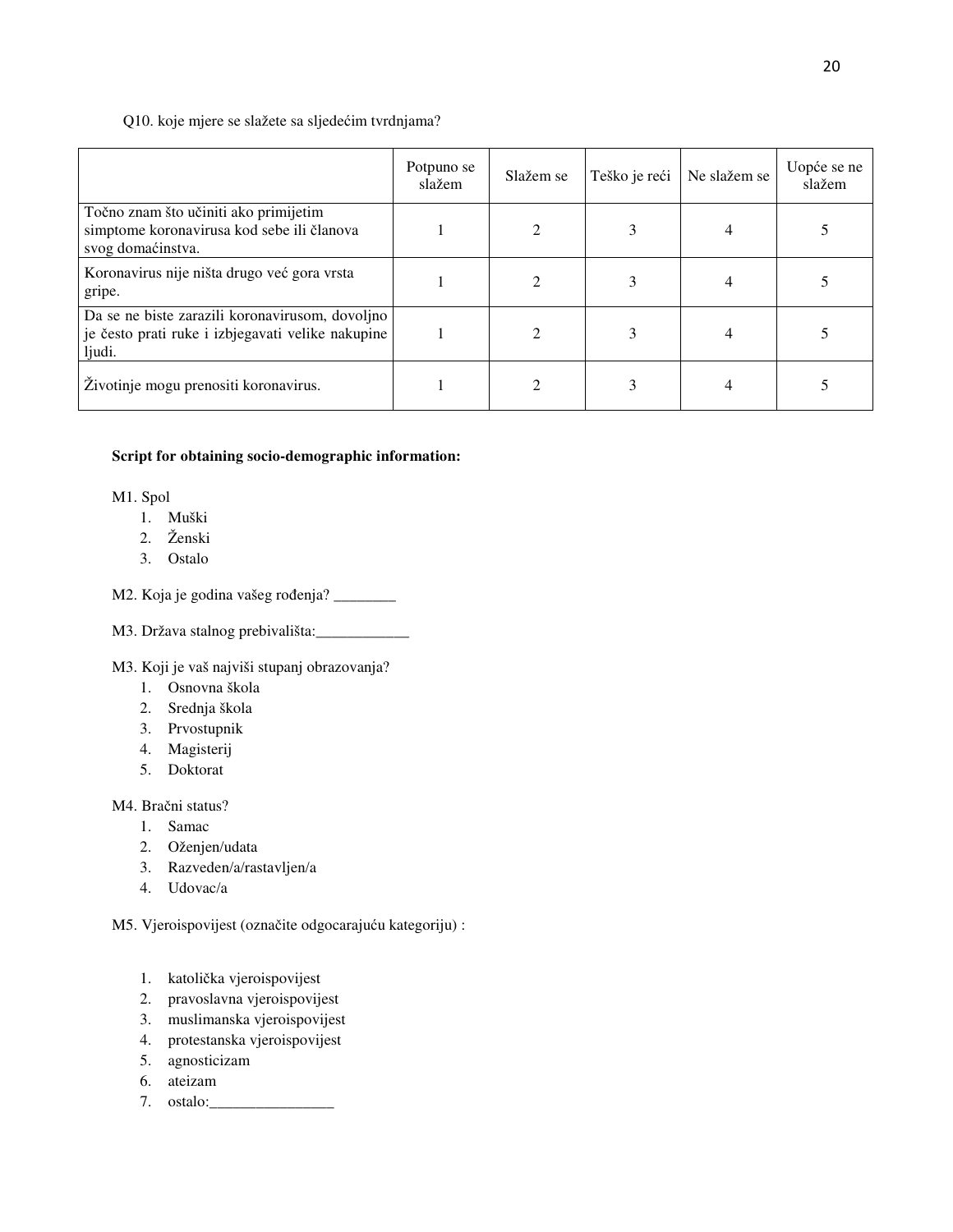Q10. koje mjere se slažete sa sljedećim tvrdnjama?

| | Potpuno se slažem | Slažem se | Teško je reći | Ne slažem se | Uopće se ne slažem |
|---|---|---|---|---|---|
| Točno znam što učiniti ako primijetim simptome koronavirusa kod sebe ili članova svog domaćinstva. | 1 | 2 | 3 | 4 | 5 |
| Koronavirus nije ništa drugo već gora vrsta gripe. | 1 | 2 | 3 | 4 | 5 |
| Da se ne biste zarazili koronavirusom, dovoljno je često prati ruke i izbjegavati velike nakupine ljudi. | 1 | 2 | 3 | 4 | 5 |
| Životinje mogu prenositi koronavirus. | 1 | 2 | 3 | 4 | 5 |

**Script for obtaining socio-demographic information:**

M1. Spol
1. Muški
2. Ženski
3. Ostalo

M2. Koja je godina vašeg rođenja? ________

M3. Država stalnog prebivališta:____________

M3. Koji je vaš najviši stupanj obrazovanja?
1. Osnovna škola
2. Srednja škola
3. Prvostupnik
4. Magisterij
5. Doktorat

M4. Bračni status?
1. Samac
2. Oženjen/udata
3. Razveden/a/rastavljen/a
4. Udovac/a

M5. Vjeroispovijest (označite odgocarajuću kategoriju) :

1. katolička vjeroispovijest
2. pravoslavna vjeroispovijest
3. muslimanska vjeroispovijest
4. protestanska vjeroispovijest
5. agnosticizam
6. ateizam
7. ostalo:________________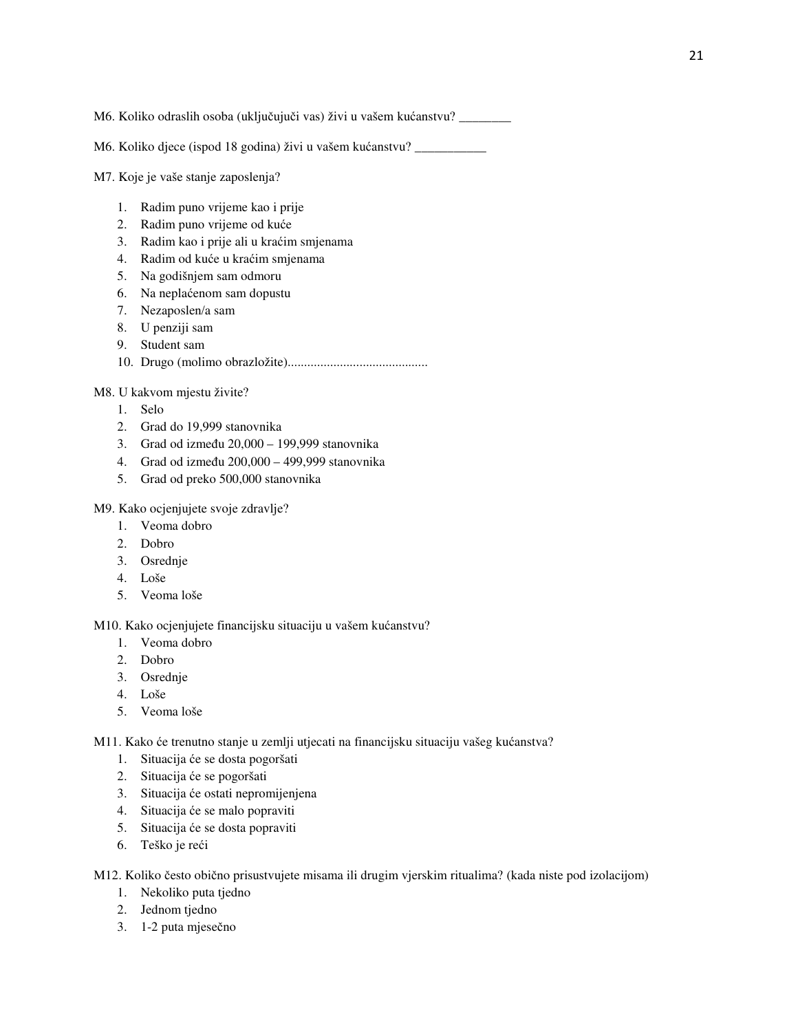M6. Koliko odraslih osoba (uključujuči vas) živi u vašem kućanstvu? ________

M6. Koliko djece (ispod 18 godina) živi u vašem kućanstvu? ___________

M7. Koje je vaše stanje zaposlenja?

1. Radim puno vrijeme kao i prije
2. Radim puno vrijeme od kuće
3. Radim kao i prije ali u kraćim smjenama
4. Radim od kuće u kraćim smjenama
5. Na godišnjem sam odmoru
6. Na neplaćenom sam dopustu
7. Nezaposlen/a sam
8. U penziji sam
9. Student sam
10. Drugo (molimo obrazložite)...........................................

M8. U kakvom mjestu živite?

1. Selo
2. Grad do 19,999 stanovnika
3. Grad od između 20,000 – 199,999 stanovnika
4. Grad od između 200,000 – 499,999 stanovnika
5. Grad od preko 500,000 stanovnika

M9. Kako ocjenjujete svoje zdravlje?

1. Veoma dobro
2. Dobro
3. Osrednje
4. Loše
5. Veoma loše

M10. Kako ocjenjujete financijsku situaciju u vašem kućanstvu?

1. Veoma dobro
2. Dobro
3. Osrednje
4. Loše
5. Veoma loše

M11. Kako će trenutno stanje u zemlji utjecati na financijsku situaciju vašeg kućanstva?

1. Situacija će se dosta pogoršati
2. Situacija će se pogoršati
3. Situacija će ostati nepromijenjena
4. Situacija će se malo popraviti
5. Situacija će se dosta popraviti
6. Teško je reći

M12. Koliko često obično prisustvujete misama ili drugim vjerskim ritualima? (kada niste pod izolacijom)

1. Nekoliko puta tjedno
2. Jednom tjedno
3. 1-2 puta mjesečno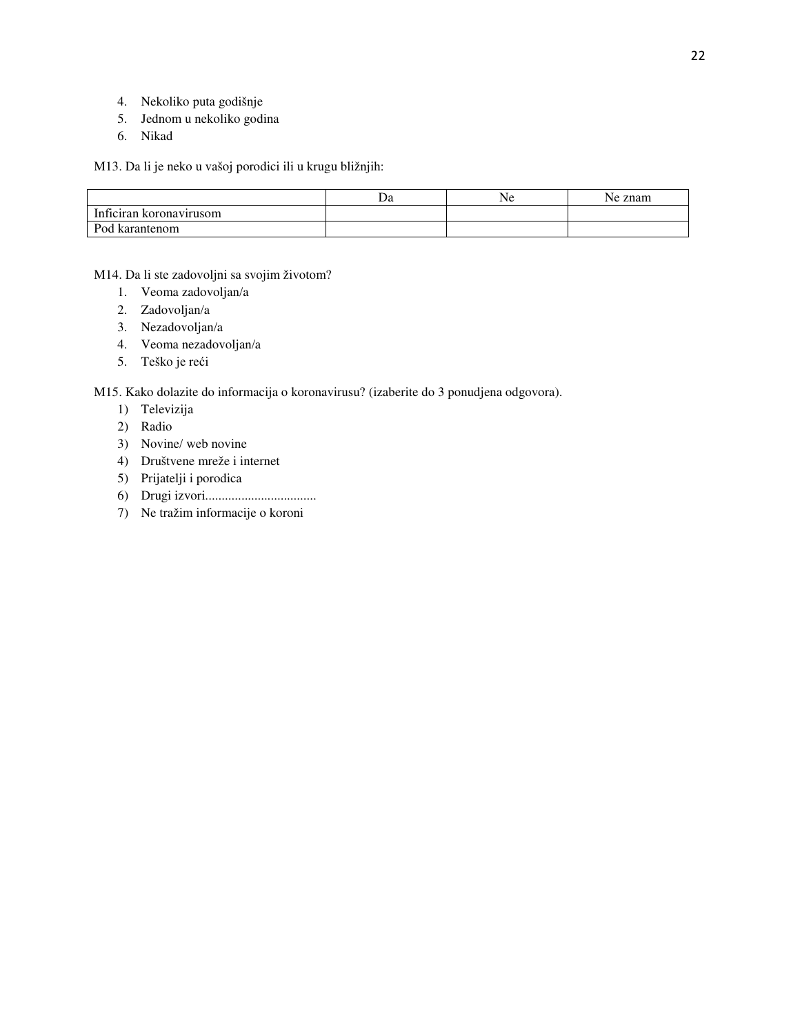4. Nekoliko puta godišnje
5. Jednom u nekoliko godina
6. Nikad

M13. Da li je neko u vašoj porodici ili u krugu bližnjih:

| | Da | Ne | Ne znam |
|---|---|---|---|
| Inficiran koronavirusom | | | |
| Pod karantenom | | | |

M14. Da li ste zadovoljni sa svojim životom?

1. Veoma zadovoljan/a
2. Zadovoljan/a
3. Nezadovoljan/a
4. Veoma nezadovoljan/a
5. Teško je reći

M15. Kako dolazite do informacija o koronavirusu? (izaberite do 3 ponudjena odgovora).

1) Televizija
2) Radio
3) Novine/ web novine
4) Društvene mreže i internet
5) Prijatelji i porodica
6) Drugi izvori..................................
7) Ne tražim informacije o koroni